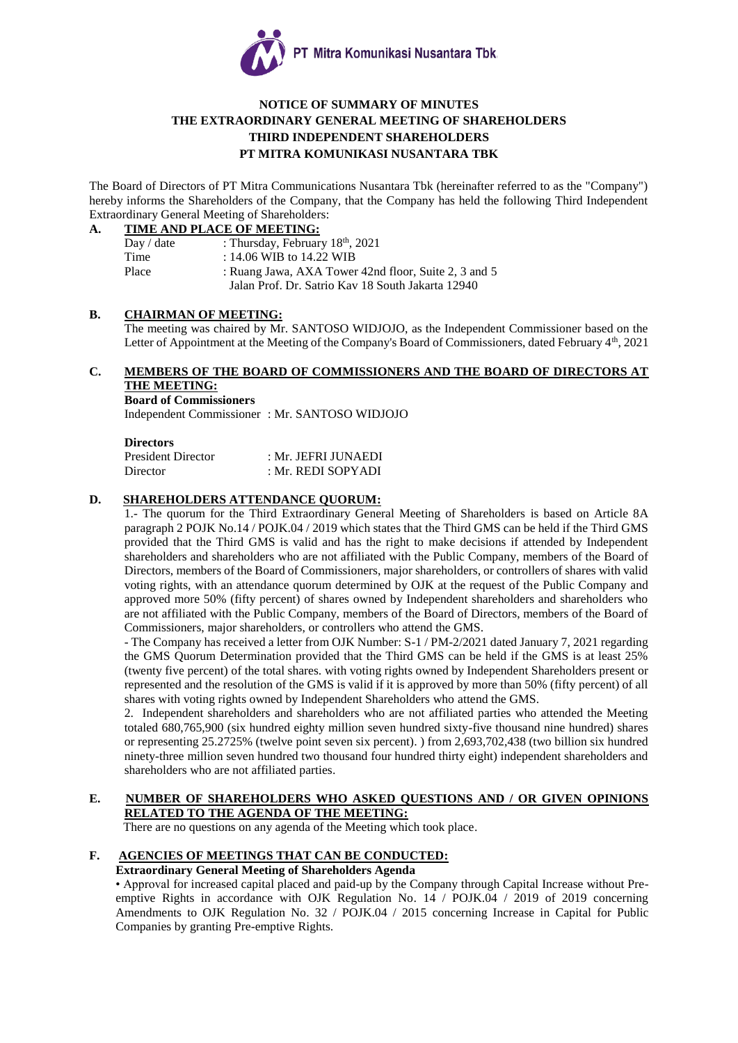PT Mitra Komunikasi Nusantara Tbk

# NOTICE OF SUMMARY OF MINUTES THE EXTRAORDINARY GENERAL MEETING OF SHAREHOLDERS THIRD INDEPENDENT SHAREHOLDERS PT MITRA KOMUNIKASI NUSANTARA TBK

The Board of Directors of PT Mitra Communications Nusantara Tbk (hereinafter referred to as the "Company") hereby informs the Shareholders of the Company, that the Company has held the following Third Independent Extraordinary General Meeting of Shareholders:

## A. TIME AND PLACE OF MEETING:

| | |
|---|---|
| Day / date | : Thursday, February 18th, 2021 |
| Time | : 14.06 WIB to 14.22 WIB |
| Place | : Ruang Jawa, AXA Tower 42nd floor, Suite 2, 3 and 5 Jalan Prof. Dr. Satrio Kav 18 South Jakarta 12940 |

## B. CHAIRMAN OF MEETING:

The meeting was chaired by Mr. SANTOSO WIDJOJO, as the Independent Commissioner based on the Letter of Appointment at the Meeting of the Company's Board of Commissioners, dated February 4th, 2021

## C. MEMBERS OF THE BOARD OF COMMISSIONERS AND THE BOARD OF DIRECTORS AT THE MEETING:

**Board of Commissioners**

Independent Commissioner : Mr. SANTOSO WIDJOJO

**Directors**

| | |
|---|---|
| President Director | : Mr. JEFRI JUNAEDI |
| Director | : Mr. REDI SOPYADI |

## D. SHAREHOLDERS ATTENDANCE QUORUM:

1.- The quorum for the Third Extraordinary General Meeting of Shareholders is based on Article 8A paragraph 2 POJK No.14 / POJK.04 / 2019 which states that the Third GMS can be held if the Third GMS provided that the Third GMS is valid and has the right to make decisions if attended by Independent shareholders and shareholders who are not affiliated with the Public Company, members of the Board of Directors, members of the Board of Commissioners, major shareholders, or controllers of shares with valid voting rights, with an attendance quorum determined by OJK at the request of the Public Company and approved more 50% (fifty percent) of shares owned by Independent shareholders and shareholders who are not affiliated with the Public Company, members of the Board of Directors, members of the Board of Commissioners, major shareholders, or controllers who attend the GMS.

- The Company has received a letter from OJK Number: S-1 / PM-2/2021 dated January 7, 2021 regarding the GMS Quorum Determination provided that the Third GMS can be held if the GMS is at least 25% (twenty five percent) of the total shares. with voting rights owned by Independent Shareholders present or represented and the resolution of the GMS is valid if it is approved by more than 50% (fifty percent) of all shares with voting rights owned by Independent Shareholders who attend the GMS.

2. Independent shareholders and shareholders who are not affiliated parties who attended the Meeting totaled 680,765,900 (six hundred eighty million seven hundred sixty-five thousand nine hundred) shares or representing 25.2725% (twelve point seven six percent). ) from 2,693,702,438 (two billion six hundred ninety-three million seven hundred two thousand four hundred thirty eight) independent shareholders and shareholders who are not affiliated parties.

## E. NUMBER OF SHAREHOLDERS WHO ASKED QUESTIONS AND / OR GIVEN OPINIONS RELATED TO THE AGENDA OF THE MEETING:

There are no questions on any agenda of the Meeting which took place.

## F. AGENCIES OF MEETINGS THAT CAN BE CONDUCTED:

**Extraordinary General Meeting of Shareholders Agenda**

• Approval for increased capital placed and paid-up by the Company through Capital Increase without Pre-emptive Rights in accordance with OJK Regulation No. 14 / POJK.04 / 2019 of 2019 concerning Amendments to OJK Regulation No. 32 / POJK.04 / 2015 concerning Increase in Capital for Public Companies by granting Pre-emptive Rights.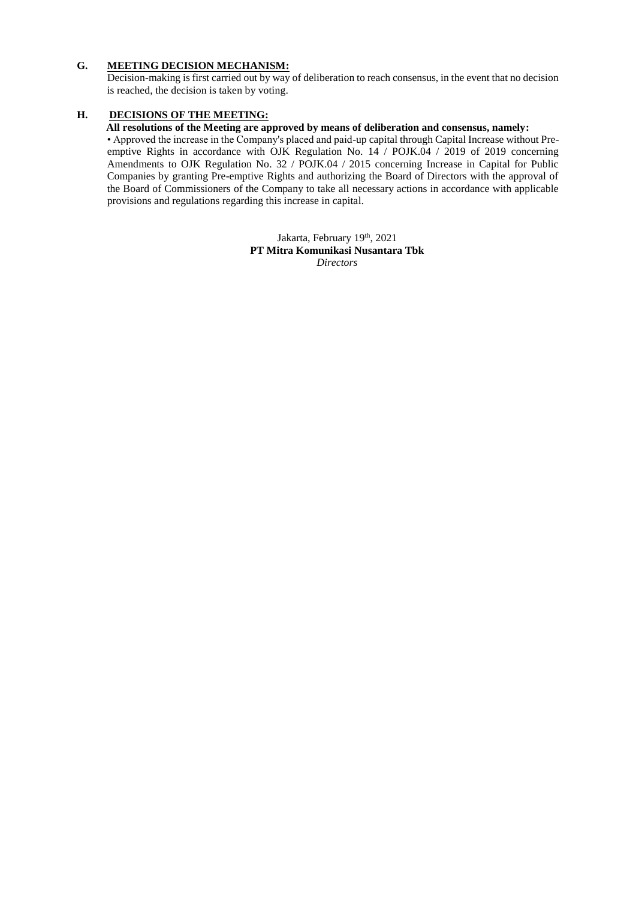## G. MEETING DECISION MECHANISM:

Decision-making is first carried out by way of deliberation to reach consensus, in the event that no decision is reached, the decision is taken by voting.

## H. DECISIONS OF THE MEETING:

**All resolutions of the Meeting are approved by means of deliberation and consensus, namely:**

• Approved the increase in the Company's placed and paid-up capital through Capital Increase without Pre-emptive Rights in accordance with OJK Regulation No. 14 / POJK.04 / 2019 of 2019 concerning Amendments to OJK Regulation No. 32 / POJK.04 / 2015 concerning Increase in Capital for Public Companies by granting Pre-emptive Rights and authorizing the Board of Directors with the approval of the Board of Commissioners of the Company to take all necessary actions in accordance with applicable provisions and regulations regarding this increase in capital.

Jakarta, February 19th, 2021

**PT Mitra Komunikasi Nusantara Tbk**

*Directors*